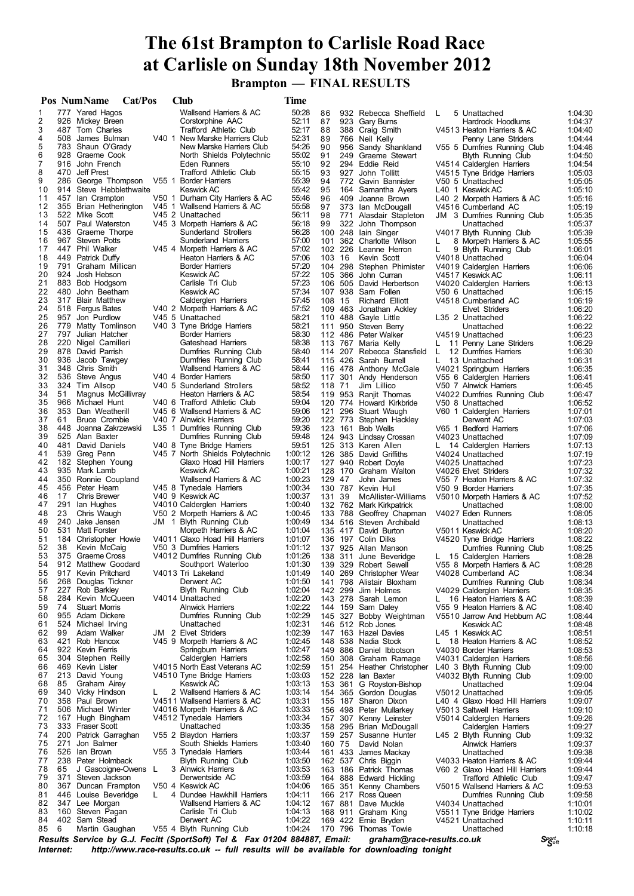# The 61st Brampton to Carlisle Road Race at Carlisle on Sunday 18th November 2012

## Brampton — FINAL RESULTS

| Pos | Num | Name | Cat/Pos | Club | Time |
|---|---|---|---|---|---|
| 1 | 777 | Yared Hagos | | Wallsend Harriers & AC | 50:28 |
| 2 | 926 | Mickey Breen | | Corstorphine AAC | 52:11 |
| 3 | 487 | Tom Charles | | Trafford Athletic Club | 52:17 |
| 4 | 508 | James Bulman | V40 1 | New Marske Harriers Club | 52:31 |
| 5 | 783 | Shaun O'Grady | | New Marske Harriers Club | 54:26 |
| 6 | 928 | Graeme Cook | | North Shields Polytechnic | 55:02 |
| 7 | 916 | John French | | Eden Runners | 55:10 |
| 8 | 470 | Jeff Prest | | Trafford Athletic Club | 55:15 |
| 9 | 286 | George Thompson | V55 1 | Border Harriers | 55:39 |
| 10 | 914 | Steve Hebblethwaite | | Keswick AC | 55:42 |
| 11 | 457 | Ian Crampton | V50 1 | Durham City Harriers & AC | 55:46 |
| 12 | 355 | Brian Hetherington | V45 1 | Wallsend Harriers & AC | 55:58 |
| 13 | 522 | Mike Scott | V45 2 | Unattached | 56:11 |
| 14 | 507 | Paul Waterston | V45 3 | Morpeth Harriers & AC | 56:18 |
| 15 | 436 | Graeme Thorpe | | Sunderland Strollers | 56:28 |
| 16 | 967 | Steven Potts | | Sunderland Harriers | 57:00 |
| 17 | 447 | Phil Walker | V45 4 | Morpeth Harriers & AC | 57:02 |
| 18 | 449 | Patrick Duffy | | Heaton Harriers & AC | 57:06 |
| 19 | 791 | Graham Millican | | Border Harriers | 57:20 |
| 20 | 924 | Josh Hebson | | Keswick AC | 57:22 |
| 21 | 883 | Bob Hodgsom | | Carlisle Tri Club | 57:23 |
| 22 | 480 | John Beetham | | Keswick AC | 57:34 |
| 23 | 317 | Blair Matthew | | Calderglen Harriers | 57:45 |
| 24 | 518 | Fergus Bates | V40 2 | Morpeth Harriers & AC | 57:52 |
| 25 | 957 | Jon Purdlow | V45 5 | Unattached | 58:21 |
| 26 | 779 | Matty Tomlinson | V40 3 | Tyne Bridge Harriers | 58:21 |
| 27 | 797 | Julian Hatcher | | Border Harriers | 58:30 |
| 28 | 220 | Nigel Camilleri | | Gateshead Harriers | 58:38 |
| 29 | 878 | David Parrish | | Dumfries Running Club | 58:40 |
| 30 | 936 | Jacob Tawgey | | Dumfries Running Club | 58:41 |
| 31 | 348 | Chris Smith | | Wallsend Harriers & AC | 58:44 |
| 32 | 536 | Steve Angus | V40 4 | Border Harriers | 58:50 |
| 33 | 324 | Tim Allsop | V40 5 | Sunderland Strollers | 58:52 |
| 34 | 51 | Magnus McGillivray | | Heaton Harriers & AC | 58:54 |
| 35 | 966 | Michael Hunt | V40 6 | Trafford Athletic Club | 59:04 |
| 36 | 353 | Dan Weatherill | V45 6 | Wallsend Harriers & AC | 59:06 |
| 37 | 61 | Bruce Crombie | V40 7 | Alnwick Harriers | 59:20 |
| 38 | 448 | Joanna Zakrzewski | L35 1 | Dumfries Running Club | 59:36 |
| 39 | 525 | Alan Baxter | | Dumfries Running Club | 59:48 |
| 40 | 481 | David Daniels | V40 8 | Tyne Bridge Harriers | 59:51 |
| 41 | 539 | Greg Penn | V45 7 | North Shields Polytechnic | 1:00:12 |
| 42 | 182 | Stephen Young | | Glaxo Hoad Hill Harriers | 1:00:17 |
| 43 | 935 | Mark Lamb | | Keswick AC | 1:00:21 |
| 44 | 350 | Ronnie Coupland | | Wallsend Harriers & AC | 1:00:23 |
| 45 | 456 | Peter Hearn | V45 8 | Tynedale Harriers | 1:00:34 |
| 46 | 17 | Chris Brewer | V40 9 | Keswick AC | 1:00:37 |
| 47 | 291 | Ian Hughes | V4010 | Calderglen Harriers | 1:00:40 |
| 48 | 23 | Chris Waugh | V50 2 | Morpeth Harriers & AC | 1:00:45 |
| 49 | 240 | Jake Jensen | JM 1 | Blyth Running Club | 1:00:49 |
| 50 | 531 | Matt Forster | | Morpeth Harriers & AC | 1:01:04 |
| 51 | 184 | Christopher Howie | V4011 | Glaxo Hoad Hill Harriers | 1:01:07 |
| 52 | 38 | Kevin McCaig | V50 3 | Dumfries Harriers | 1:01:12 |
| 53 | 375 | Graeme Cross | V4012 | Dumfries Running Club | 1:01:26 |
| 54 | 912 | Matthew Goodard | | Southport Waterloo | 1:01:30 |
| 55 | 917 | Kevin Pritchard | V4013 | Tri Lakeland | 1:01:49 |
| 56 | 268 | Douglas Tickner | | Derwent AC | 1:01:50 |
| 57 | 227 | Rob Barkley | | Blyth Running Club | 1:02:04 |
| 58 | 284 | Kevin McQueen | V4014 | Unattached | 1:02:20 |
| 59 | 74 | Stuart Morris | | Alnwick Harriers | 1:02:22 |
| 60 | 955 | Adam Dickere | | Dumfries Running Club | 1:02:29 |
| 61 | 524 | Michael Irving | | Unattached | 1:02:31 |
| 62 | 99 | Adam Walker | JM 2 | Elvet Striders | 1:02:39 |
| 63 | 421 | Rob Hancox | V45 9 | Morpeth Harriers & AC | 1:02:45 |
| 64 | 922 | Kevin Ferris | | Springburn Harriers | 1:02:47 |
| 65 | 304 | Stephen Reilly | | Calderglen Harriers | 1:02:58 |
| 66 | 469 | Kevin Lister | V4015 | North East Veterans AC | 1:02:59 |
| 67 | 213 | David Young | V4510 | Tyne Bridge Harriers | 1:03:03 |
| 68 | 85 | Graham Airey | | Keswick AC | 1:03:13 |
| 69 | 340 | Vicky Hindson | L 2 | Wallsend Harriers & AC | 1:03:14 |
| 70 | 358 | Paul Brown | V4511 | Wallsend Harriers & AC | 1:03:31 |
| 71 | 506 | Michael Winter | V4016 | Morpeth Harriers & AC | 1:03:33 |
| 72 | 167 | Hugh Bingham | V4512 | Tynedale Harriers | 1:03:34 |
| 73 | 333 | Fraser Scott | | Unattached | 1:03:35 |
| 74 | 200 | Patrick Garraghan | V55 2 | Blaydon Harriers | 1:03:37 |
| 75 | 271 | Jon Balmer | | South Shields Harriers | 1:03:40 |
| 76 | 526 | Ian Brown | V55 3 | Tynedale Harriers | 1:03:44 |
| 77 | 238 | Peter Holmback | | Blyth Running Club | 1:03:50 |
| 78 | 65 | J Gascoigne-Owens | L 3 | Alnwick Harriers | 1:03:53 |
| 79 | 371 | Steven Jackson | | Derwentside AC | 1:03:59 |
| 80 | 367 | Duncan Frampton | V50 4 | Keswick AC | 1:04:06 |
| 81 | 446 | Louise Beveridge | L 4 | Dundee Hawkhill Harriers | 1:04:11 |
| 82 | 347 | Lee Morgan | | Wallsend Harriers & AC | 1:04:12 |
| 83 | 160 | Steven Pagan | | Carlisle Tri Club | 1:04:13 |
| 84 | 402 | Sam Stead | | Derwent AC | 1:04:22 |
| 85 | 6 | Martin Gaughan | V55 4 | Blyth Running Club | 1:04:24 |
| 86 | 932 | Rebecca Sheffield | L 5 | Unattached | 1:04:30 |
| 87 | 923 | Gary Burns | | Hardrock Hoodlums | 1:04:37 |
| 88 | 388 | Craig Smith | V4513 | Heaton Harriers & AC | 1:04:40 |
| 89 | 766 | Neil Kelly | | Penny Lane Striders | 1:04:44 |
| 90 | 956 | Sandy Shankland | V55 5 | Dumfries Running Club | 1:04:46 |
| 91 | 249 | Graeme Stewart | | Blyth Running Club | 1:04:50 |
| 92 | 294 | Eddie Reid | V4514 | Calderglen Harriers | 1:04:54 |
| 93 | 927 | John Tollitt | V4515 | Tyne Bridge Harriers | 1:05:03 |
| 94 | 772 | Gavin Bannister | V50 5 | Unattached | 1:05:05 |
| 95 | 164 | Samantha Ayers | L40 1 | Keswick AC | 1:05:10 |
| 96 | 409 | Joanne Brown | L40 2 | Morpeth Harriers & AC | 1:05:16 |
| 97 | 373 | Ian McDougall | V4516 | Cumberland AC | 1:05:19 |
| 98 | 771 | Alasdair Stapleton | JM 3 | Dumfries Running Club | 1:05:35 |
| 99 | 322 | John Thompson | | Unattached | 1:05:37 |
| 100 | 248 | Iain Singer | V4017 | Blyth Running Club | 1:05:39 |
| 101 | 362 | Charlotte Wilson | L 8 | Morpeth Harriers & AC | 1:05:55 |
| 102 | 226 | Leanne Herron | L 9 | Blyth Running Club | 1:06:01 |
| 103 | 16 | Kevin Scott | V4018 | Unattached | 1:06:04 |
| 104 | 298 | Stephen Phimister | V4019 | Calderglen Harriers | 1:06:06 |
| 105 | 366 | John Curran | V4517 | Keswick AC | 1:06:11 |
| 106 | 505 | David Herbertson | V4020 | Calderglen Harriers | 1:06:13 |
| 107 | 938 | Sam Follen | V50 6 | Unattached | 1:06:15 |
| 108 | 15 | Richard Elliott | V4518 | Cumberland AC | 1:06:19 |
| 109 | 463 | Jonathan Ackley | | Elvet Striders | 1:06:20 |
| 110 | 488 | Gayle Little | L35 2 | Unattached | 1:06:22 |
| 111 | 950 | Steven Berry | | Unattached | 1:06:22 |
| 112 | 486 | Peter Walker | V4519 | Unattached | 1:06:23 |
| 113 | 767 | Maria Kelly | L 11 | Penny Lane Striders | 1:06:29 |
| 114 | 207 | Rebecca Stansfield | L 12 | Dumfries Harriers | 1:06:30 |
| 115 | 426 | Sarah Burrell | L 13 | Unattached | 1:06:31 |
| 116 | 478 | Anthony McGale | V4021 | Springburn Harriers | 1:06:35 |
| 117 | 301 | Andy Henderson | V55 6 | Calderglen Harriers | 1:06:41 |
| 118 | 71 | Jim Lillico | V50 7 | Alnwick Harriers | 1:06:45 |
| 119 | 953 | Ranjit Thomas | V4022 | Dumfries Running Club | 1:06:47 |
| 120 | 774 | Howard Kirkbride | V50 8 | Unattached | 1:06:52 |
| 121 | 296 | Stuart Waugh | V60 1 | Calderglen Harriers | 1:07:01 |
| 122 | 773 | Stephen Hackley | | Derwent AC | 1:07:03 |
| 123 | 161 | Bob Wells | V65 1 | Bedford Harriers | 1:07:06 |
| 124 | 943 | Lindsay Crossan | V4023 | Unattached | 1:07:09 |
| 125 | 313 | Karen Allen | L 14 | Calderglen Harriers | 1:07:13 |
| 126 | 385 | David Griffiths | V4024 | Unattached | 1:07:19 |
| 127 | 940 | Robert Doyle | V4025 | Unattached | 1:07:23 |
| 128 | 170 | Graham Walton | V4026 | Elvet Striders | 1:07:32 |
| 129 | 47 | John James | V55 7 | Heaton Harriers & AC | 1:07:32 |
| 130 | 787 | Kevin Hull | V50 9 | Border Harriers | 1:07:35 |
| 131 | 39 | McAllister-Williams | V5010 | Morpeth Harriers & AC | 1:07:52 |
| 132 | 762 | Mark Kirkpatrick | | Unattached | 1:08:00 |
| 133 | 788 | Geoffrey Chapman | V4027 | Eden Runners | 1:08:05 |
| 134 | 516 | Steven Archibald | | Unattached | 1:08:13 |
| 135 | 417 | David Burton | V5011 | Keswick AC | 1:08:20 |
| 136 | 197 | Colin Dilks | V4520 | Tyne Bridge Harriers | 1:08:22 |
| 137 | 925 | Allan Manson | | Dumfries Running Club | 1:08:25 |
| 138 | 311 | June Beveridge | L 15 | Calderglen Harriers | 1:08:28 |
| 139 | 329 | Robert Sewell | V55 8 | Morpeth Harriers & AC | 1:08:28 |
| 140 | 269 | Christopher Wear | V4028 | Cumberland AC | 1:08:34 |
| 141 | 798 | Alistair Bloxham | | Dumfries Running Club | 1:08:34 |
| 142 | 299 | Jim Holmes | V4029 | Calderglen Harriers | 1:08:35 |
| 143 | 278 | Sarah Lemon | L 16 | Heaton Harriers & AC | 1:08:39 |
| 144 | 159 | Sam Daley | V55 9 | Heaton Harriers & AC | 1:08:40 |
| 145 | 327 | Bobby Weightman | V5510 | Jarrow And Hebburn AC | 1:08:44 |
| 146 | 512 | Rob Jones | | Keswick AC | 1:08:48 |
| 147 | 163 | Hazel Davies | L45 1 | Keswick AC | 1:08:51 |
| 148 | 538 | Nadia Stock | L 18 | Heaton Harriers & AC | 1:08:52 |
| 149 | 886 | Daniel Ibbotson | V4030 | Border Harriers | 1:08:53 |
| 150 | 308 | Graham Ramage | V4031 | Calderglen Harriers | 1:08:56 |
| 151 | 254 | Heather Christopher | L40 3 | Blyth Running Club | 1:09:00 |
| 152 | 228 | Ian Baxter | V4032 | Blyth Running Club | 1:09:00 |
| 153 | 361 | G Royston-Bishop | | Unattached | 1:09:04 |
| 154 | 365 | Gordon Douglas | V5012 | Unattached | 1:09:05 |
| 155 | 187 | Sharon Dixon | L40 4 | Glaxo Hoad Hill Harriers | 1:09:07 |
| 156 | 498 | Peter Mullarkey | V5013 | Saltwell Harriers | 1:09:10 |
| 157 | 307 | Kenny Leinster | V5014 | Calderglen Harriers | 1:09:26 |
| 158 | 295 | Brian McDougall | | Calderglen Harriers | 1:09:27 |
| 159 | 257 | Susanne Hunter | L45 2 | Blyth Running Club | 1:09:32 |
| 160 | 75 | David Nolan | | Alnwick Harriers | 1:09:37 |
| 161 | 433 | James Mackay | | Unattached | 1:09:38 |
| 162 | 537 | Chris Biggin | V4033 | Heaton Harriers & AC | 1:09:44 |
| 163 | 186 | Patrick Thomas | V60 2 | Glaxo Hoad Hill Harriers | 1:09:44 |
| 164 | 888 | Edward Hickling | | Trafford Athletic Club | 1:09:47 |
| 165 | 351 | Kenny Chambers | V5015 | Wallsend Harriers & AC | 1:09:53 |
| 166 | 217 | Ross Queen | | Dumfries Running Club | 1:09:58 |
| 167 | 881 | Dave Muckle | V4034 | Unattached | 1:10:01 |
| 168 | 911 | Graham King | V5511 | Tyne Bridge Harriers | 1:10:02 |
| 169 | 422 | Ernie Bryden | V4521 | Unattached | 1:10:11 |
| 170 | 796 | Thomas Towie | | Unattached | 1:10:18 |

*Results Service by G.J. Fecitt (SportSoft) Tel & Fax 01204 884887, Email: graham@race-results.co.uk*

*Internet: http://www.race-results.co.uk -- full results will be available for downloading tonight*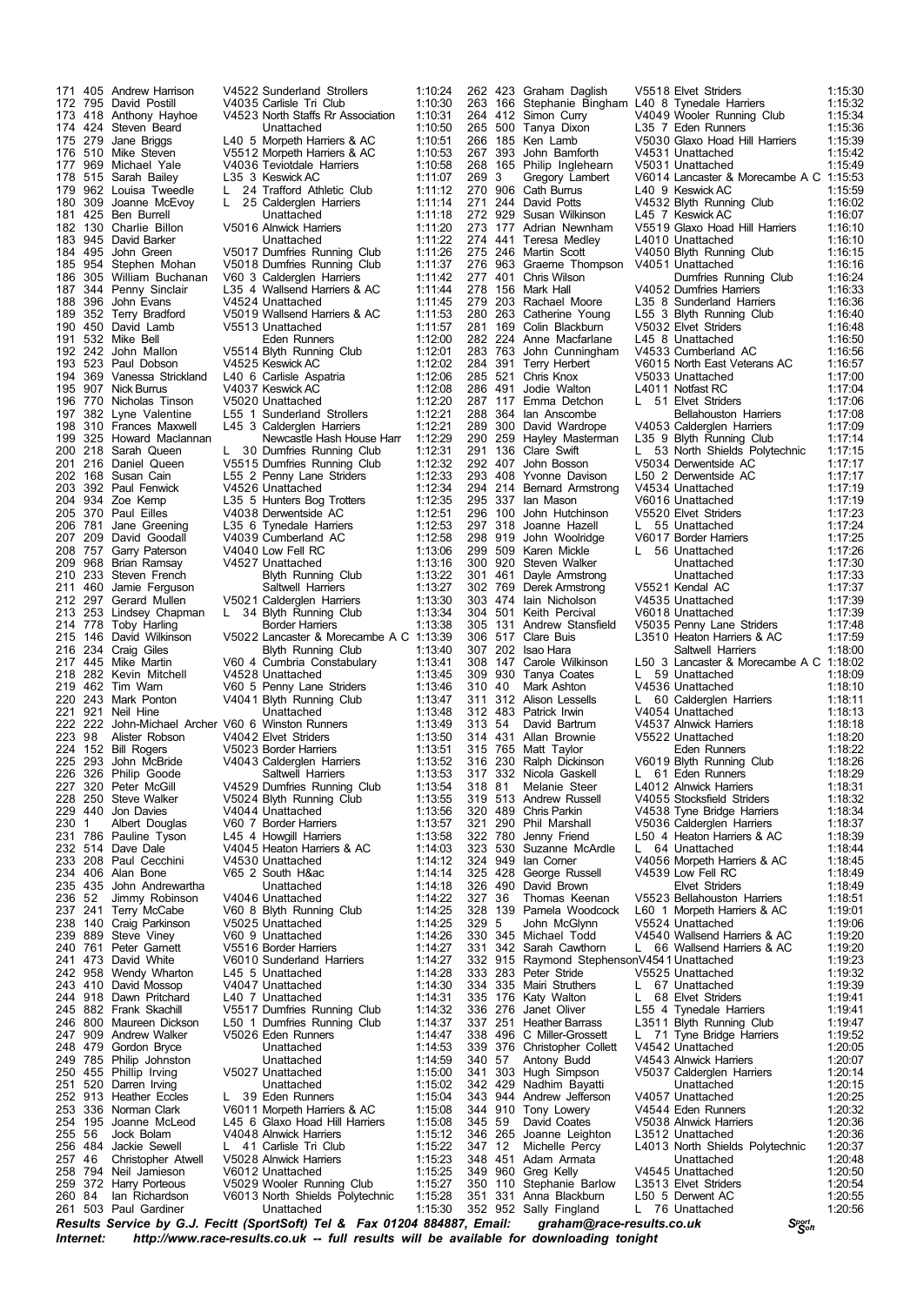| Pos | No | Name | Cat | Club | Time |
|---|---|---|---|---|---|
| 171 | 405 | Andrew Harrison | V4522 | Sunderland Strollers | 1:10:24 |
| 172 | 795 | David Postill | V4035 | Carlisle Tri Club | 1:10:30 |
| 173 | 418 | Anthony Hayhoe | V4523 | North Staffs Rr Association | 1:10:31 |
| 174 | 424 | Steven Beard | | Unattached | 1:10:50 |
| 175 | 279 | Jane Briggs | L40 5 | Morpeth Harriers & AC | 1:10:51 |
| 176 | 510 | Mike Steven | V5512 | Morpeth Harriers & AC | 1:10:53 |
| 177 | 969 | Michael Yale | V4036 | Teviotdale Harriers | 1:10:58 |
| 178 | 515 | Sarah Bailey | L35 3 | Keswick AC | 1:11:07 |
| 179 | 962 | Louisa Tweedle | L 24 | Trafford Athletic Club | 1:11:12 |
| 180 | 309 | Joanne McEvoy | L 25 | Calderglen Harriers | 1:11:14 |
| 181 | 425 | Ben Burrell | | Unattached | 1:11:18 |
| 182 | 130 | Charlie Billon | V5016 | Alnwick Harriers | 1:11:20 |
| 183 | 945 | David Barker | | Unattached | 1:11:22 |
| 184 | 495 | John Green | V5017 | Dumfries Running Club | 1:11:26 |
| 185 | 954 | Stephen Mohan | V5018 | Dumfries Running Club | 1:11:37 |
| 186 | 305 | William Buchanan | V60 3 | Calderglen Harriers | 1:11:42 |
| 187 | 344 | Penny Sinclair | L35 4 | Wallsend Harriers & AC | 1:11:44 |
| 188 | 396 | John Evans | V4524 | Unattached | 1:11:45 |
| 189 | 352 | Terry Bradford | V5019 | Wallsend Harriers & AC | 1:11:53 |
| 190 | 450 | David Lamb | V5513 | Unattached | 1:11:57 |
| 191 | 532 | Mike Bell | | Eden Runners | 1:12:00 |
| 192 | 242 | John Mallon | V5514 | Blyth Running Club | 1:12:01 |
| 193 | 523 | Paul Dobson | V4525 | Keswick AC | 1:12:02 |
| 194 | 369 | Vanessa Strickland | L40 6 | Carlisle Aspatria | 1:12:06 |
| 195 | 907 | Nick Burrus | V4037 | Keswick AC | 1:12:08 |
| 196 | 770 | Nicholas Tinson | V5020 | Unattached | 1:12:20 |
| 197 | 382 | Lyne Valentine | L55 1 | Sunderland Strollers | 1:12:21 |
| 198 | 310 | Frances Maxwell | L45 3 | Calderglen Harriers | 1:12:21 |
| 199 | 325 | Howard Maclannan | | Newcastle Hash House Harr | 1:12:29 |
| 200 | 218 | Sarah Queen | L 30 | Dumfries Running Club | 1:12:31 |
| 201 | 216 | Daniel Queen | V5515 | Dumfries Running Club | 1:12:32 |
| 202 | 168 | Susan Cain | L55 2 | Penny Lane Striders | 1:12:33 |
| 203 | 392 | Paul Fenwick | V4526 | Unattached | 1:12:34 |
| 204 | 934 | Zoe Kemp | L35 5 | Hunters Bog Trotters | 1:12:35 |
| 205 | 370 | Paul Eilles | V4038 | Derwentside AC | 1:12:51 |
| 206 | 781 | Jane Greening | L35 6 | Tynedale Harriers | 1:12:53 |
| 207 | 209 | David Goodall | V4039 | Cumberland AC | 1:12:58 |
| 208 | 757 | Garry Paterson | V4040 | Low Fell RC | 1:13:06 |
| 209 | 968 | Brian Ramsay | V4527 | Unattached | 1:13:16 |
| 210 | 233 | Steven French | | Blyth Running Club | 1:13:22 |
| 211 | 460 | Jamie Ferguson | | Saltwell Harriers | 1:13:27 |
| 212 | 297 | Gerard Mullen | V5021 | Calderglen Harriers | 1:13:30 |
| 213 | 253 | Lindsey Chapman | L 34 | Blyth Running Club | 1:13:34 |
| 214 | 778 | Toby Harling | | Border Harriers | 1:13:38 |
| 215 | 146 | David Wilkinson | V5022 | Lancaster & Morecambe A C | 1:13:39 |
| 216 | 234 | Craig Giles | | Blyth Running Club | 1:13:40 |
| 217 | 445 | Mike Martin | V60 4 | Cumbria Constabulary | 1:13:41 |
| 218 | 282 | Kevin Mitchell | V4528 | Unattached | 1:13:45 |
| 219 | 462 | Tim Warn | V60 5 | Penny Lane Striders | 1:13:46 |
| 220 | 243 | Mark Ponton | V4041 | Blyth Running Club | 1:13:47 |
| 221 | 921 | Neil Hine | | Unattached | 1:13:48 |
| 222 | 222 | John-Michael Archer | V60 6 | Winston Runners | 1:13:49 |
| 223 | 98 | Alister Robson | V4042 | Elvet Striders | 1:13:50 |
| 224 | 152 | Bill Rogers | V5023 | Border Harriers | 1:13:51 |
| 225 | 293 | John McBride | V4043 | Calderglen Harriers | 1:13:52 |
| 226 | 326 | Philip Goode | | Saltwell Harriers | 1:13:53 |
| 227 | 320 | Peter McGill | V4529 | Dumfries Running Club | 1:13:54 |
| 228 | 250 | Steve Walker | V5024 | Blyth Running Club | 1:13:55 |
| 229 | 440 | Jon Davies | V4044 | Unattached | 1:13:56 |
| 230 | 1 | Albert Douglas | V60 7 | Border Harriers | 1:13:57 |
| 231 | 786 | Pauline Tyson | L45 4 | Howgill Harriers | 1:13:58 |
| 232 | 514 | Dave Dale | V4045 | Heaton Harriers & AC | 1:14:03 |
| 233 | 208 | Paul Cecchini | V4530 | Unattached | 1:14:12 |
| 234 | 406 | Alan Bone | V65 2 | South H&ac | 1:14:14 |
| 235 | 435 | John Andrewartha | | Unattached | 1:14:18 |
| 236 | 52 | Jimmy Robinson | V4046 | Unattached | 1:14:22 |
| 237 | 241 | Terry McCabe | V60 8 | Blyth Running Club | 1:14:25 |
| 238 | 140 | Craig Parkinson | V5025 | Unattached | 1:14:25 |
| 239 | 889 | Steve Viney | V60 9 | Unattached | 1:14:26 |
| 240 | 761 | Peter Garnett | V5516 | Border Harriers | 1:14:27 |
| 241 | 473 | David White | V6010 | Sunderland Harriers | 1:14:27 |
| 242 | 958 | Wendy Wharton | L45 5 | Unattached | 1:14:28 |
| 243 | 410 | David Mossop | V4047 | Unattached | 1:14:30 |
| 244 | 918 | Dawn Pritchard | L40 7 | Unattached | 1:14:31 |
| 245 | 882 | Frank Skachill | V5517 | Dumfries Running Club | 1:14:32 |
| 246 | 800 | Maureen Dickson | L50 1 | Dumfries Running Club | 1:14:37 |
| 247 | 909 | Andrew Walker | V5026 | Eden Runners | 1:14:47 |
| 248 | 479 | Gordon Bryce | | Unattached | 1:14:53 |
| 249 | 785 | Philip Johnston | | Unattached | 1:14:59 |
| 250 | 455 | Phillip Irving | V5027 | Unattached | 1:15:00 |
| 251 | 520 | Darren Irving | | Unattached | 1:15:02 |
| 252 | 913 | Heather Eccles | L 39 | Eden Runners | 1:15:04 |
| 253 | 336 | Norman Clark | V6011 | Morpeth Harriers & AC | 1:15:08 |
| 254 | 195 | Joanne McLeod | L45 6 | Glaxo Hoad Hill Harriers | 1:15:08 |
| 255 | 56 | Jock Bolam | V4048 | Alnwick Harriers | 1:15:12 |
| 256 | 484 | Jackie Sewell | L 41 | Carlisle Tri Club | 1:15:22 |
| 257 | 46 | Christopher Atwell | V5028 | Alnwick Harriers | 1:15:23 |
| 258 | 794 | Neil Jamieson | V6012 | Unattached | 1:15:25 |
| 259 | 372 | Harry Porteous | V5029 | Wooler Running Club | 1:15:27 |
| 260 | 84 | Ian Richardson | V6013 | North Shields Polytechnic | 1:15:28 |
| 261 | 503 | Paul Gardiner | | Unattached | 1:15:30 |
| 262 | 423 | Graham Daglish | V5518 | Elvet Striders | 1:15:30 |
| 263 | 166 | Stephanie Bingham | L40 8 | Tynedale Harriers | 1:15:32 |
| 264 | 412 | Simon Curry | V4049 | Wooler Running Club | 1:15:34 |
| 265 | 500 | Tanya Dixon | L35 7 | Eden Runners | 1:15:36 |
| 266 | 185 | Ken Lamb | V5030 | Glaxo Hoad Hill Harriers | 1:15:39 |
| 267 | 393 | John Bamforth | V4531 | Unattached | 1:15:42 |
| 268 | 165 | Philip Inglehearn | V5031 | Unattached | 1:15:49 |
| 269 | 3 | Gregory Lambert | V6014 | Lancaster & Morecambe A C | 1:15:53 |
| 270 | 906 | Cath Burrus | L40 9 | Keswick AC | 1:15:59 |
| 271 | 244 | David Potts | V4532 | Blyth Running Club | 1:16:02 |
| 272 | 929 | Susan Wilkinson | L45 7 | Keswick AC | 1:16:07 |
| 273 | 177 | Adrian Newnham | V5519 | Glaxo Hoad Hill Harriers | 1:16:10 |
| 274 | 441 | Teresa Medley | L4010 | Unattached | 1:16:10 |
| 275 | 246 | Martin Scott | V4050 | Blyth Running Club | 1:16:15 |
| 276 | 963 | Graeme Thompson | V4051 | Unattached | 1:16:16 |
| 277 | 401 | Chris Wilson | | Dumfries Running Club | 1:16:24 |
| 278 | 156 | Mark Hall | V4052 | Dumfries Harriers | 1:16:33 |
| 279 | 203 | Rachael Moore | L35 8 | Sunderland Harriers | 1:16:36 |
| 280 | 263 | Catherine Young | L55 3 | Blyth Running Club | 1:16:40 |
| 281 | 169 | Colin Blackburn | V5032 | Elvet Striders | 1:16:48 |
| 282 | 224 | Anne Macfarlane | L45 8 | Unattached | 1:16:50 |
| 283 | 763 | John Cunningham | V4533 | Cumberland AC | 1:16:56 |
| 284 | 391 | Terry Herbert | V6015 | North East Veterans AC | 1:16:57 |
| 285 | 521 | Chris Knox | V5033 | Unattached | 1:17:00 |
| 286 | 491 | Jodie Walton | L4011 | Notfast RC | 1:17:04 |
| 287 | 117 | Emma Detchon | L 51 | Elvet Striders | 1:17:06 |
| 288 | 364 | Ian Anscombe | | Bellahouston Harriers | 1:17:08 |
| 289 | 300 | David Wardrope | V4053 | Calderglen Harriers | 1:17:09 |
| 290 | 259 | Hayley Masterman | L35 9 | Blyth Running Club | 1:17:14 |
| 291 | 136 | Clare Swift | L 53 | North Shields Polytechnic | 1:17:15 |
| 292 | 407 | John Bosson | V5034 | Derwentside AC | 1:17:17 |
| 293 | 408 | Yvonne Davison | L50 2 | Derwentside AC | 1:17:17 |
| 294 | 214 | Bernard Armstrong | V4534 | Unattached | 1:17:19 |
| 295 | 337 | Ian Mason | V6016 | Unattached | 1:17:19 |
| 296 | 100 | John Hutchinson | V5520 | Elvet Striders | 1:17:23 |
| 297 | 318 | Joanne Hazell | L 55 | Unattached | 1:17:24 |
| 298 | 919 | John Woolridge | V6017 | Border Harriers | 1:17:25 |
| 299 | 509 | Karen Mickle | L 56 | Unattached | 1:17:26 |
| 300 | 920 | Steven Walker | | Unattached | 1:17:30 |
| 301 | 461 | Dayle Armstrong | | Unattached | 1:17:33 |
| 302 | 769 | Derek Armstrong | V5521 | Kendal AC | 1:17:37 |
| 303 | 474 | Iain Nicholson | V4535 | Unattached | 1:17:39 |
| 304 | 501 | Keith Percival | V6018 | Unattached | 1:17:39 |
| 305 | 131 | Andrew Stansfield | V5035 | Penny Lane Striders | 1:17:48 |
| 306 | 517 | Clare Buis | L3510 | Heaton Harriers & AC | 1:17:59 |
| 307 | 202 | Isao Hara | | Saltwell Harriers | 1:18:00 |
| 308 | 147 | Carole Wilkinson | L50 3 | Lancaster & Morecambe A C | 1:18:02 |
| 309 | 930 | Tanya Coates | L 59 | Unattached | 1:18:09 |
| 310 | 40 | Mark Ashton | V4536 | Unattached | 1:18:10 |
| 311 | 312 | Alison Lessells | L 60 | Calderglen Harriers | 1:18:11 |
| 312 | 483 | Patrick Irwin | V4054 | Unattached | 1:18:13 |
| 313 | 54 | David Bartrum | V4537 | Alnwick Harriers | 1:18:18 |
| 314 | 431 | Allan Brownie | V5522 | Unattached | 1:18:20 |
| 315 | 765 | Matt Taylor | | Eden Runners | 1:18:22 |
| 316 | 230 | Ralph Dickinson | V6019 | Blyth Running Club | 1:18:26 |
| 317 | 332 | Nicola Gaskell | L 61 | Eden Runners | 1:18:29 |
| 318 | 81 | Melanie Steer | L4012 | Alnwick Harriers | 1:18:31 |
| 319 | 513 | Andrew Russell | V4055 | Stocksfield Striders | 1:18:32 |
| 320 | 489 | Chris Parkin | V4538 | Tyne Bridge Harriers | 1:18:34 |
| 321 | 290 | Phil Marshall | V5036 | Calderglen Harriers | 1:18:37 |
| 322 | 780 | Jenny Friend | L50 4 | Heaton Harriers & AC | 1:18:39 |
| 323 | 530 | Suzanne McArdle | L 64 | Unattached | 1:18:44 |
| 324 | 949 | Ian Corner | V4056 | Morpeth Harriers & AC | 1:18:45 |
| 325 | 428 | George Russell | V4539 | Low Fell RC | 1:18:49 |
| 326 | 490 | David Brown | | Elvet Striders | 1:18:49 |
| 327 | 36 | Thomas Keenan | V5523 | Bellahouston Harriers | 1:18:51 |
| 328 | 139 | Pamela Woodcock | L60 1 | Morpeth Harriers & AC | 1:19:01 |
| 329 | 5 | John McGlynn | V5524 | Unattached | 1:19:06 |
| 330 | 345 | Michael Todd | V4540 | Wallsend Harriers & AC | 1:19:20 |
| 331 | 342 | Sarah Cawthorn | L 66 | Wallsend Harriers & AC | 1:19:20 |
| 332 | 915 | Raymond Stephenson | V4541 | Unattached | 1:19:23 |
| 333 | 283 | Peter Stride | V5525 | Unattached | 1:19:32 |
| 334 | 335 | Mairi Struthers | L 67 | Unattached | 1:19:39 |
| 335 | 176 | Katy Walton | L 68 | Elvet Striders | 1:19:41 |
| 336 | 276 | Janet Oliver | L55 4 | Tynedale Harriers | 1:19:41 |
| 337 | 251 | Heather Barrass | L3511 | Blyth Running Club | 1:19:47 |
| 338 | 496 | C Miller-Grossett | L 71 | Tyne Bridge Harriers | 1:19:52 |
| 339 | 376 | Christopher Collett | V4542 | Unattached | 1:20:05 |
| 340 | 57 | Antony Budd | V4543 | Alnwick Harriers | 1:20:07 |
| 341 | 303 | Hugh Simpson | V5037 | Calderglen Harriers | 1:20:14 |
| 342 | 429 | Nadhim Bayatti | | Unattached | 1:20:15 |
| 343 | 944 | Andrew Jefferson | V4057 | Unattached | 1:20:25 |
| 344 | 910 | Tony Lowery | V4544 | Eden Runners | 1:20:32 |
| 345 | 59 | David Coates | V5038 | Alnwick Harriers | 1:20:36 |
| 346 | 265 | Joanne Leighton | L3512 | Unattached | 1:20:36 |
| 347 | 12 | Michelle Percy | L4013 | North Shields Polytechnic | 1:20:37 |
| 348 | 451 | Adam Armata | | Unattached | 1:20:48 |
| 349 | 960 | Greg Kelly | V4545 | Unattached | 1:20:50 |
| 350 | 110 | Stephanie Barlow | L3513 | Elvet Striders | 1:20:54 |
| 351 | 331 | Anna Blackburn | L50 5 | Derwent AC | 1:20:55 |
| 352 | 952 | Sally Fingland | L 76 | Unattached | 1:20:56 |

*Results Service by G.J. Fecitt (SportSoft) Tel & Fax 01204 884887, Email: graham@race-results.co.uk*
*Internet: http://www.race-results.co.uk -- full results will be available for downloading tonight*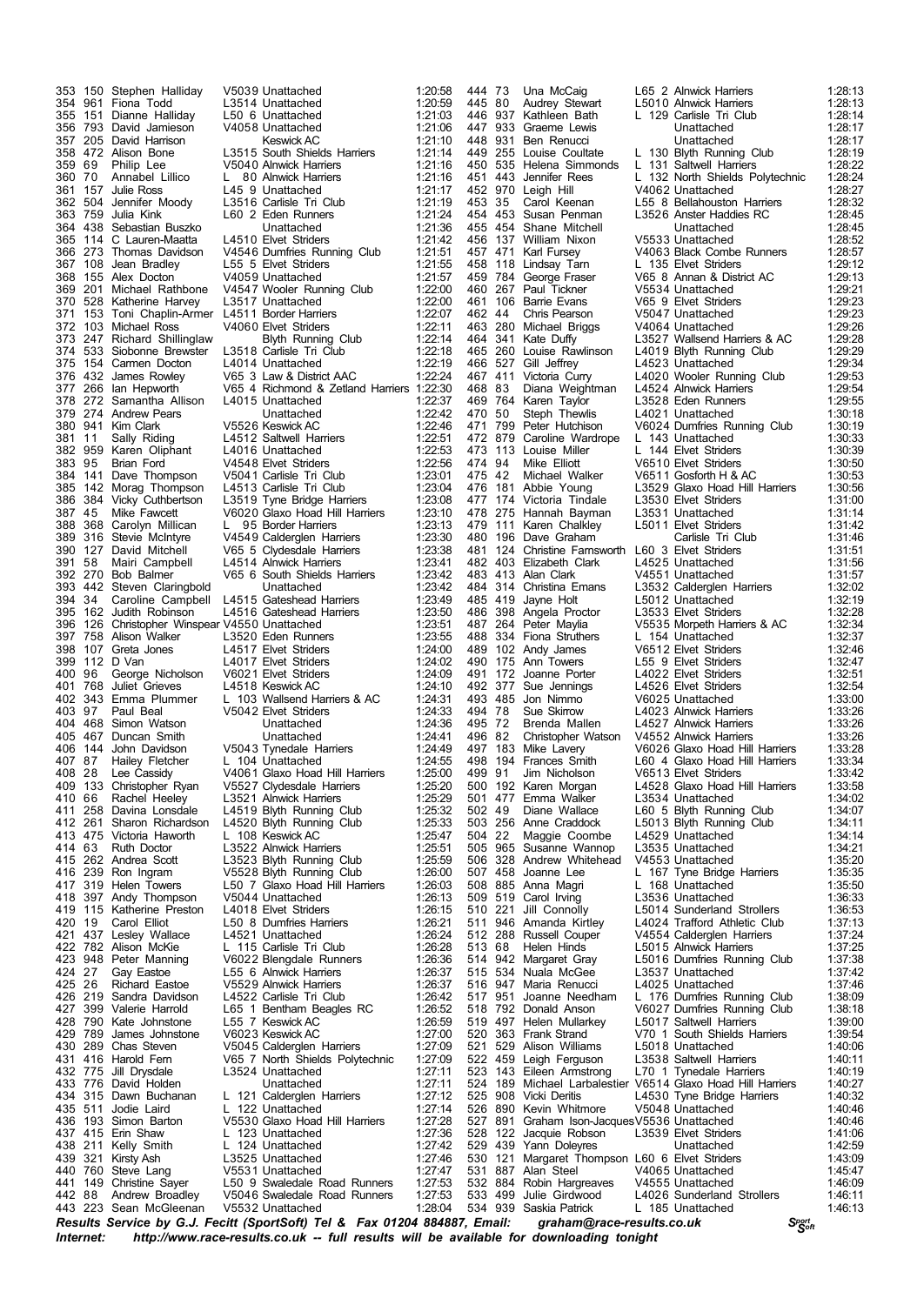| Pos | No | Name | Cat | Club | Time |
|---|---|---|---|---|---|
| 353 | 150 | Stephen Halliday | V5039 | Unattached | 1:20:58 |
| 354 | 961 | Fiona Todd | L3514 | Unattached | 1:20:59 |
| 355 | 151 | Dianne Halliday | L50 6 | Unattached | 1:21:03 |
| 356 | 793 | David Jamieson | V4058 | Unattached | 1:21:06 |
| 357 | 205 | David Harrison | | Keswick AC | 1:21:10 |
| 358 | 472 | Alison Bone | L3515 | South Shields Harriers | 1:21:14 |
| 359 | 69 | Philip Lee | V5040 | Alnwick Harriers | 1:21:16 |
| 360 | 70 | Annabel Lillico | L 80 | Alnwick Harriers | 1:21:16 |
| 361 | 157 | Julie Ross | L45 9 | Unattached | 1:21:17 |
| 362 | 504 | Jennifer Moody | L3516 | Carlisle Tri Club | 1:21:19 |
| 363 | 759 | Julia Kink | L60 2 | Eden Runners | 1:21:24 |
| 364 | 438 | Sebastian Buszko | | Unattached | 1:21:36 |
| 365 | 114 | C Lauren-Maatta | L4510 | Elvet Striders | 1:21:42 |
| 366 | 273 | Thomas Davidson | V4546 | Dumfries Running Club | 1:21:51 |
| 367 | 108 | Jean Bradley | L55 5 | Elvet Striders | 1:21:55 |
| 368 | 155 | Alex Docton | V4059 | Unattached | 1:21:57 |
| 369 | 201 | Michael Rathbone | V4547 | Wooler Running Club | 1:22:00 |
| 370 | 528 | Katherine Harvey | L3517 | Unattached | 1:22:00 |
| 371 | 153 | Toni Chaplin-Armer | L4511 | Border Harriers | 1:22:07 |
| 372 | 103 | Michael Ross | V4060 | Elvet Striders | 1:22:11 |
| 373 | 247 | Richard Shillinglaw | | Blyth Running Club | 1:22:14 |
| 374 | 533 | Siobonne Brewster | L3518 | Carlisle Tri Club | 1:22:18 |
| 375 | 154 | Carmen Docton | L4014 | Unattached | 1:22:19 |
| 376 | 432 | James Rowley | V65 3 | Law & District AAC | 1:22:24 |
| 377 | 266 | Ian Hepworth | V65 4 | Richmond & Zetland Harriers | 1:22:30 |
| 378 | 272 | Samantha Allison | L4015 | Unattached | 1:22:37 |
| 379 | 274 | Andrew Pears | | Unattached | 1:22:42 |
| 380 | 941 | Kim Clark | V5526 | Keswick AC | 1:22:46 |
| 381 | 11 | Sally Riding | L4512 | Saltwell Harriers | 1:22:51 |
| 382 | 959 | Karen Oliphant | L4016 | Unattached | 1:22:53 |
| 383 | 95 | Brian Ford | V4548 | Elvet Striders | 1:22:56 |
| 384 | 141 | Dave Thompson | V5041 | Carlisle Tri Club | 1:23:01 |
| 385 | 142 | Morag Thompson | L4513 | Carlisle Tri Club | 1:23:04 |
| 386 | 384 | Vicky Cuthbertson | L3519 | Tyne Bridge Harriers | 1:23:08 |
| 387 | 45 | Mike Fawcett | V6020 | Glaxo Hoad Hill Harriers | 1:23:10 |
| 388 | 368 | Carolyn Millican | L 95 | Border Harriers | 1:23:13 |
| 389 | 316 | Stevie McIntyre | V4549 | Calderglen Harriers | 1:23:30 |
| 390 | 127 | David Mitchell | V65 5 | Clydesdale Harriers | 1:23:38 |
| 391 | 58 | Mairi Campbell | L4514 | Alnwick Harriers | 1:23:41 |
| 392 | 270 | Bob Balmer | V65 6 | South Shields Harriers | 1:23:42 |
| 393 | 442 | Steven Claringbold | | Unattached | 1:23:42 |
| 394 | 34 | Caroline Campbell | L4515 | Gateshead Harriers | 1:23:49 |
| 395 | 162 | Judith Robinson | L4516 | Gateshead Harriers | 1:23:50 |
| 396 | 126 | Christopher Winspear | V4550 | Unattached | 1:23:51 |
| 397 | 758 | Alison Walker | L3520 | Eden Runners | 1:23:55 |
| 398 | 107 | Greta Jones | L4517 | Elvet Striders | 1:24:00 |
| 399 | 112 | D Van | L4017 | Elvet Striders | 1:24:02 |
| 400 | 96 | George Nicholson | V6021 | Elvet Striders | 1:24:09 |
| 401 | 768 | Juliet Grieves | L4518 | Keswick AC | 1:24:10 |
| 402 | 343 | Emma Plummer | L 103 | Wallsend Harriers & AC | 1:24:31 |
| 403 | 97 | Paul Beal | V5042 | Elvet Striders | 1:24:33 |
| 404 | 468 | Simon Watson | | Unattached | 1:24:36 |
| 405 | 467 | Duncan Smith | | Unattached | 1:24:41 |
| 406 | 144 | John Davidson | V5043 | Tynedale Harriers | 1:24:49 |
| 407 | 87 | Hailey Fletcher | L 104 | Unattached | 1:24:55 |
| 408 | 28 | Lee Cassidy | V4061 | Glaxo Hoad Hill Harriers | 1:25:00 |
| 409 | 133 | Christopher Ryan | V5527 | Clydesdale Harriers | 1:25:20 |
| 410 | 66 | Rachel Heeley | L3521 | Alnwick Harriers | 1:25:29 |
| 411 | 258 | Davina Lonsdale | L4519 | Blyth Running Club | 1:25:32 |
| 412 | 261 | Sharon Richardson | L4520 | Blyth Running Club | 1:25:33 |
| 413 | 475 | Victoria Haworth | L 108 | Keswick AC | 1:25:47 |
| 414 | 63 | Ruth Doctor | L3522 | Alnwick Harriers | 1:25:51 |
| 415 | 262 | Andrea Scott | L3523 | Blyth Running Club | 1:25:59 |
| 416 | 239 | Ron Ingram | V5528 | Blyth Running Club | 1:26:00 |
| 417 | 319 | Helen Towers | L50 7 | Glaxo Hoad Hill Harriers | 1:26:03 |
| 418 | 397 | Andy Thompson | V5044 | Unattached | 1:26:13 |
| 419 | 115 | Katherine Preston | L4018 | Elvet Striders | 1:26:15 |
| 420 | 19 | Carol Elliot | L50 8 | Dumfries Harriers | 1:26:21 |
| 421 | 437 | Lesley Wallace | L4521 | Unattached | 1:26:24 |
| 422 | 782 | Alison McKie | L 115 | Carlisle Tri Club | 1:26:28 |
| 423 | 948 | Peter Manning | V6022 | Blengdale Runners | 1:26:36 |
| 424 | 27 | Gay Eastoe | L55 6 | Alnwick Harriers | 1:26:37 |
| 425 | 26 | Richard Eastoe | V5529 | Alnwick Harriers | 1:26:37 |
| 426 | 219 | Sandra Davidson | L4522 | Carlisle Tri Club | 1:26:42 |
| 427 | 399 | Valerie Harrold | L65 1 | Bentham Beagles RC | 1:26:52 |
| 428 | 790 | Kate Johnstone | L55 7 | Keswick AC | 1:26:59 |
| 429 | 789 | James Johnstone | V6023 | Keswick AC | 1:27:00 |
| 430 | 289 | Chas Steven | V5045 | Calderglen Harriers | 1:27:09 |
| 431 | 416 | Harold Fern | V65 7 | North Shields Polytechnic | 1:27:09 |
| 432 | 775 | Jill Drysdale | L3524 | Unattached | 1:27:11 |
| 433 | 776 | David Holden | | Unattached | 1:27:11 |
| 434 | 315 | Dawn Buchanan | L 121 | Calderglen Harriers | 1:27:12 |
| 435 | 511 | Jodie Laird | L 122 | Unattached | 1:27:14 |
| 436 | 193 | Simon Barton | V5530 | Glaxo Hoad Hill Harriers | 1:27:28 |
| 437 | 415 | Erin Shaw | L 123 | Unattached | 1:27:36 |
| 438 | 211 | Kelly Smith | L 124 | Unattached | 1:27:42 |
| 439 | 321 | Kirsty Ash | L3525 | Unattached | 1:27:46 |
| 440 | 760 | Steve Lang | V5531 | Unattached | 1:27:47 |
| 441 | 149 | Christine Sayer | L50 9 | Swaledale Road Runners | 1:27:53 |
| 442 | 88 | Andrew Broadley | V5046 | Swaledale Road Runners | 1:27:53 |
| 443 | 223 | Sean McGleenan | V5532 | Unattached | 1:28:04 |
| 444 | 73 | Una McCaig | L65 2 | Alnwick Harriers | 1:28:13 |
| 445 | 80 | Audrey Stewart | L5010 | Alnwick Harriers | 1:28:13 |
| 446 | 937 | Kathleen Bath | L 129 | Carlisle Tri Club | 1:28:14 |
| 447 | 933 | Graeme Lewis | | Unattached | 1:28:17 |
| 448 | 931 | Ben Renucci | | Unattached | 1:28:17 |
| 449 | 255 | Louise Coultate | L 130 | Blyth Running Club | 1:28:19 |
| 450 | 535 | Helena Simmonds | L 131 | Saltwell Harriers | 1:28:22 |
| 451 | 443 | Jennifer Rees | L 132 | North Shields Polytechnic | 1:28:24 |
| 452 | 970 | Leigh Hill | V4062 | Unattached | 1:28:27 |
| 453 | 35 | Carol Keenan | L55 8 | Bellahouston Harriers | 1:28:32 |
| 454 | 453 | Susan Penman | L3526 | Anster Haddies RC | 1:28:45 |
| 455 | 454 | Shane Mitchell | | Unattached | 1:28:45 |
| 456 | 137 | William Nixon | V5533 | Unattached | 1:28:52 |
| 457 | 471 | Karl Fursey | V4063 | Black Combe Runners | 1:28:57 |
| 458 | 118 | Lindsay Tarn | L 135 | Elvet Striders | 1:29:12 |
| 459 | 784 | George Fraser | V65 8 | Annan & District AC | 1:29:13 |
| 460 | 267 | Paul Tickner | V5534 | Unattached | 1:29:21 |
| 461 | 106 | Barrie Evans | V65 9 | Elvet Striders | 1:29:23 |
| 462 | 44 | Chris Pearson | V5047 | Unattached | 1:29:23 |
| 463 | 280 | Michael Briggs | V4064 | Unattached | 1:29:26 |
| 464 | 341 | Kate Duffy | L3527 | Wallsend Harriers & AC | 1:29:28 |
| 465 | 260 | Louise Rawlinson | L4019 | Blyth Running Club | 1:29:29 |
| 466 | 527 | Gill Jeffrey | L4523 | Unattached | 1:29:34 |
| 467 | 411 | Victoria Curry | L4020 | Wooler Running Club | 1:29:53 |
| 468 | 83 | Diana Weightman | L4524 | Alnwick Harriers | 1:29:54 |
| 469 | 764 | Karen Taylor | L3528 | Eden Runners | 1:29:55 |
| 470 | 50 | Steph Thewlis | L4021 | Unattached | 1:30:18 |
| 471 | 799 | Peter Hutchison | V6024 | Dumfries Running Club | 1:30:19 |
| 472 | 879 | Caroline Wardrope | L 143 | Unattached | 1:30:33 |
| 473 | 113 | Louise Miller | L 144 | Elvet Striders | 1:30:39 |
| 474 | 94 | Mike Elliott | V6510 | Elvet Striders | 1:30:50 |
| 475 | 42 | Michael Walker | V6511 | Gosforth H & AC | 1:30:53 |
| 476 | 181 | Abbie Young | L3529 | Glaxo Hoad Hill Harriers | 1:30:56 |
| 477 | 174 | Victoria Tindale | L3530 | Elvet Striders | 1:31:00 |
| 478 | 275 | Hannah Bayman | L3531 | Unattached | 1:31:14 |
| 479 | 111 | Karen Chalkley | L5011 | Elvet Striders | 1:31:42 |
| 480 | 196 | Dave Graham | | Carlisle Tri Club | 1:31:46 |
| 481 | 124 | Christine Farnsworth | L60 3 | Elvet Striders | 1:31:51 |
| 482 | 403 | Elizabeth Clark | L4525 | Unattached | 1:31:56 |
| 483 | 413 | Alan Clark | V4551 | Unattached | 1:31:57 |
| 484 | 314 | Christina Emans | L3532 | Calderglen Harriers | 1:32:02 |
| 485 | 419 | Jayne Holt | L5012 | Unattached | 1:32:19 |
| 486 | 398 | Angela Proctor | L3533 | Elvet Striders | 1:32:28 |
| 487 | 264 | Peter Maylia | V5535 | Morpeth Harriers & AC | 1:32:34 |
| 488 | 334 | Fiona Struthers | L 154 | Unattached | 1:32:37 |
| 489 | 102 | Andy James | V6512 | Elvet Striders | 1:32:46 |
| 490 | 175 | Ann Towers | L55 9 | Elvet Striders | 1:32:47 |
| 491 | 172 | Joanne Porter | L4022 | Elvet Striders | 1:32:51 |
| 492 | 377 | Sue Jennings | L4526 | Elvet Striders | 1:32:54 |
| 493 | 485 | Jon Nimmo | V6025 | Unattached | 1:33:00 |
| 494 | 78 | Sue Skirrow | L4023 | Alnwick Harriers | 1:33:26 |
| 495 | 72 | Brenda Mallen | L4527 | Alnwick Harriers | 1:33:26 |
| 496 | 82 | Christopher Watson | V4552 | Alnwick Harriers | 1:33:26 |
| 497 | 183 | Mike Lavery | V6026 | Glaxo Hoad Hill Harriers | 1:33:28 |
| 498 | 194 | Frances Smith | L60 4 | Glaxo Hoad Hill Harriers | 1:33:34 |
| 499 | 91 | Jim Nicholson | V6513 | Elvet Striders | 1:33:42 |
| 500 | 192 | Karen Morgan | L4528 | Glaxo Hoad Hill Harriers | 1:33:58 |
| 501 | 477 | Emma Walker | L3534 | Unattached | 1:34:02 |
| 502 | 49 | Diane Wallace | L60 5 | Blyth Running Club | 1:34:07 |
| 503 | 256 | Anne Craddock | L5013 | Blyth Running Club | 1:34:11 |
| 504 | 22 | Maggie Coombe | L4529 | Unattached | 1:34:14 |
| 505 | 965 | Susanne Wannop | L3535 | Unattached | 1:34:21 |
| 506 | 328 | Andrew Whitehead | V4553 | Unattached | 1:35:20 |
| 507 | 458 | Joanne Lee | L 167 | Tyne Bridge Harriers | 1:35:35 |
| 508 | 885 | Anna Magri | L 168 | Unattached | 1:35:50 |
| 509 | 519 | Carol Irving | L3536 | Unattached | 1:36:33 |
| 510 | 221 | Jill Connolly | L5014 | Sunderland Strollers | 1:36:53 |
| 511 | 946 | Amanda Kirtley | L4024 | Trafford Athletic Club | 1:37:13 |
| 512 | 288 | Russell Couper | V4554 | Calderglen Harriers | 1:37:24 |
| 513 | 68 | Helen Hinds | L5015 | Alnwick Harriers | 1:37:25 |
| 514 | 942 | Margaret Gray | L5016 | Dumfries Running Club | 1:37:38 |
| 515 | 534 | Nuala McGee | L3537 | Unattached | 1:37:42 |
| 516 | 947 | Maria Renucci | L4025 | Unattached | 1:37:46 |
| 517 | 951 | Joanne Needham | L 176 | Dumfries Running Club | 1:38:09 |
| 518 | 792 | Donald Anson | V6027 | Dumfries Running Club | 1:38:18 |
| 519 | 497 | Helen Mullarkey | L5017 | Saltwell Harriers | 1:39:00 |
| 520 | 363 | Frank Strand | V70 1 | South Shields Harriers | 1:39:54 |
| 521 | 529 | Alison Williams | L5018 | Unattached | 1:40:06 |
| 522 | 459 | Leigh Ferguson | L3538 | Saltwell Harriers | 1:40:11 |
| 523 | 143 | Eileen Armstrong | L70 1 | Tynedale Harriers | 1:40:19 |
| 524 | 189 | Michael Larbalestier | V6514 | Glaxo Hoad Hill Harriers | 1:40:27 |
| 525 | 908 | Vicki Deritis | L4530 | Tyne Bridge Harriers | 1:40:32 |
| 526 | 890 | Kevin Whitmore | V5048 | Unattached | 1:40:46 |
| 527 | 891 | Graham Ison-Jacques | V5536 | Unattached | 1:40:46 |
| 528 | 122 | Jacquie Robson | L3539 | Elvet Striders | 1:41:06 |
| 529 | 439 | Yann Doleyres | | Unattached | 1:42:59 |
| 530 | 121 | Margaret Thompson | L60 6 | Elvet Striders | 1:43:09 |
| 531 | 887 | Alan Steel | V4065 | Unattached | 1:45:47 |
| 532 | 884 | Robin Hargreaves | V4555 | Unattached | 1:46:09 |
| 533 | 499 | Julie Girdwood | L4026 | Sunderland Strollers | 1:46:11 |
| 534 | 939 | Saskia Patrick | L 185 | Unattached | 1:46:13 |

*Results Service by G.J. Fecitt (SportSoft) Tel & Fax 01204 884887, Email: graham@race-results.co.uk*
*Internet: http://www.race-results.co.uk -- full results will be available for downloading tonight*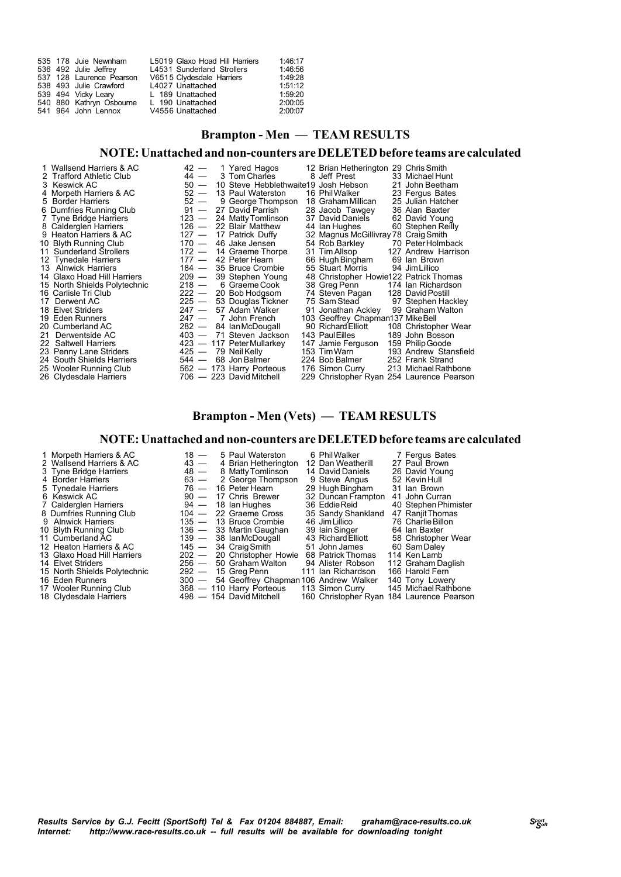| Pos | No | Name | Cat | Club | Time |
|---|---|---|---|---|---|
| 535 | 178 | Juie Newnham | L5019 | Glaxo Hoad Hill Harriers | 1:46:17 |
| 536 | 492 | Julie Jeffrey | L4531 | Sunderland Strollers | 1:46:56 |
| 537 | 128 | Laurence Pearson | V6515 | Clydesdale Harriers | 1:49:28 |
| 538 | 493 | Julie Crawford | L4027 | Unattached | 1:51:12 |
| 539 | 494 | Vicky Leary | L 189 | Unattached | 1:59:20 |
| 540 | 880 | Kathryn Osbourne | L 190 | Unattached | 2:00:05 |
| 541 | 964 | John Lennox | V4556 | Unattached | 2:00:07 |

## Brampton - Men — TEAM RESULTS

### NOTE: Unattached and non-counters are DELETED before teams are calculated

| Pos | Team | Points | Runner 1 | Runner 2 | Runner 3 |
|---|---|---|---|---|---|
| 1 | Wallsend Harriers & AC | 42 — | 1 Yared Hagos | 12 Brian Hetherington | 29 Chris Smith |
| 2 | Trafford Athletic Club | 44 — | 3 Tom Charles | 8 Jeff Prest | 33 Michael Hunt |
| 3 | Keswick AC | 50 — | 10 Steve Hebblethwaite | 19 Josh Hebson | 21 John Beetham |
| 4 | Morpeth Harriers & AC | 52 — | 13 Paul Waterston | 16 Phil Walker | 23 Fergus Bates |
| 5 | Border Harriers | 52 — | 9 George Thompson | 18 Graham Millican | 25 Julian Hatcher |
| 6 | Dumfries Running Club | 91 — | 27 David Parrish | 28 Jacob Tawgey | 36 Alan Baxter |
| 7 | Tyne Bridge Harriers | 123 — | 24 Matty Tomlinson | 37 David Daniels | 62 David Young |
| 8 | Calderglen Harriers | 126 — | 22 Blair Matthew | 44 Ian Hughes | 60 Stephen Reilly |
| 9 | Heaton Harriers & AC | 127 — | 17 Patrick Duffy | 32 Magnus McGillivray | 78 Craig Smith |
| 10 | Blyth Running Club | 170 — | 46 Jake Jensen | 54 Rob Barkley | 70 Peter Holmback |
| 11 | Sunderland Strollers | 172 — | 14 Graeme Thorpe | 31 Tim Allsop | 127 Andrew Harrison |
| 12 | Tynedale Harriers | 177 — | 42 Peter Hearn | 66 Hugh Bingham | 69 Ian Brown |
| 13 | Alnwick Harriers | 184 — | 35 Bruce Crombie | 55 Stuart Morris | 94 Jim Lillico |
| 14 | Glaxo Hoad Hill Harriers | 209 — | 39 Stephen Young | 48 Christopher Howie | 122 Patrick Thomas |
| 15 | North Shields Polytechnic | 218 — | 6 Graeme Cook | 38 Greg Penn | 174 Ian Richardson |
| 16 | Carlisle Tri Club | 222 — | 20 Bob Hodgsom | 74 Steven Pagan | 128 David Postill |
| 17 | Derwent AC | 225 — | 53 Douglas Tickner | 75 Sam Stead | 97 Stephen Hackley |
| 18 | Elvet Striders | 247 — | 57 Adam Walker | 91 Jonathan Ackley | 99 Graham Walton |
| 19 | Eden Runners | 247 — | 7 John French | 103 Geoffrey Chapman | 137 Mike Bell |
| 20 | Cumberland AC | 282 — | 84 Ian McDougall | 90 Richard Elliott | 108 Christopher Wear |
| 21 | Derwentside AC | 403 — | 71 Steven Jackson | 143 Paul Eilles | 189 John Bosson |
| 22 | Saltwell Harriers | 423 — | 117 Peter Mullarkey | 147 Jamie Ferguson | 159 Philip Goode |
| 23 | Penny Lane Striders | 425 — | 79 Neil Kelly | 153 Tim Warn | 193 Andrew Stansfield |
| 24 | South Shields Harriers | 544 — | 68 Jon Balmer | 224 Bob Balmer | 252 Frank Strand |
| 25 | Wooler Running Club | 562 — | 173 Harry Porteous | 176 Simon Curry | 213 Michael Rathbone |
| 26 | Clydesdale Harriers | 706 — | 223 David Mitchell | 229 Christopher Ryan | 254 Laurence Pearson |

## Brampton - Men (Vets) — TEAM RESULTS

### NOTE: Unattached and non-counters are DELETED before teams are calculated

| Pos | Team | Points | Runner 1 | Runner 2 | Runner 3 |
|---|---|---|---|---|---|
| 1 | Morpeth Harriers & AC | 18 — | 5 Paul Waterston | 6 Phil Walker | 7 Fergus Bates |
| 2 | Wallsend Harriers & AC | 43 — | 4 Brian Hetherington | 12 Dan Weatherill | 27 Paul Brown |
| 3 | Tyne Bridge Harriers | 48 — | 8 Matty Tomlinson | 14 David Daniels | 26 David Young |
| 4 | Border Harriers | 63 — | 2 George Thompson | 9 Steve Angus | 52 Kevin Hull |
| 5 | Tynedale Harriers | 76 — | 16 Peter Hearn | 29 Hugh Bingham | 31 Ian Brown |
| 6 | Keswick AC | 90 — | 17 Chris Brewer | 32 Duncan Frampton | 41 John Curran |
| 7 | Calderglen Harriers | 94 — | 18 Ian Hughes | 36 Eddie Reid | 40 Stephen Phimister |
| 8 | Dumfries Running Club | 104 — | 22 Graeme Cross | 35 Sandy Shankland | 47 Ranjit Thomas |
| 9 | Alnwick Harriers | 135 — | 13 Bruce Crombie | 46 Jim Lillico | 76 Charlie Billon |
| 10 | Blyth Running Club | 136 — | 33 Martin Gaughan | 39 Iain Singer | 64 Ian Baxter |
| 11 | Cumberland AC | 139 — | 38 Ian McDougall | 43 Richard Elliott | 58 Christopher Wear |
| 12 | Heaton Harriers & AC | 145 — | 34 Craig Smith | 51 John James | 60 Sam Daley |
| 13 | Glaxo Hoad Hill Harriers | 202 — | 20 Christopher Howie | 68 Patrick Thomas | 114 Ken Lamb |
| 14 | Elvet Striders | 256 — | 50 Graham Walton | 94 Alister Robson | 112 Graham Daglish |
| 15 | North Shields Polytechnic | 292 — | 15 Greg Penn | 111 Ian Richardson | 166 Harold Fern |
| 16 | Eden Runners | 300 — | 54 Geoffrey Chapman | 106 Andrew Walker | 140 Tony Lowery |
| 17 | Wooler Running Club | 368 — | 110 Harry Porteous | 113 Simon Curry | 145 Michael Rathbone |
| 18 | Clydesdale Harriers | 498 — | 154 David Mitchell | 160 Christopher Ryan | 184 Laurence Pearson |

*Results Service by G.J. Fecitt (SportSoft) Tel & Fax 01204 884887, Email: graham@race-results.co.uk*
*Internet: http://www.race-results.co.uk -- full results will be available for downloading tonight*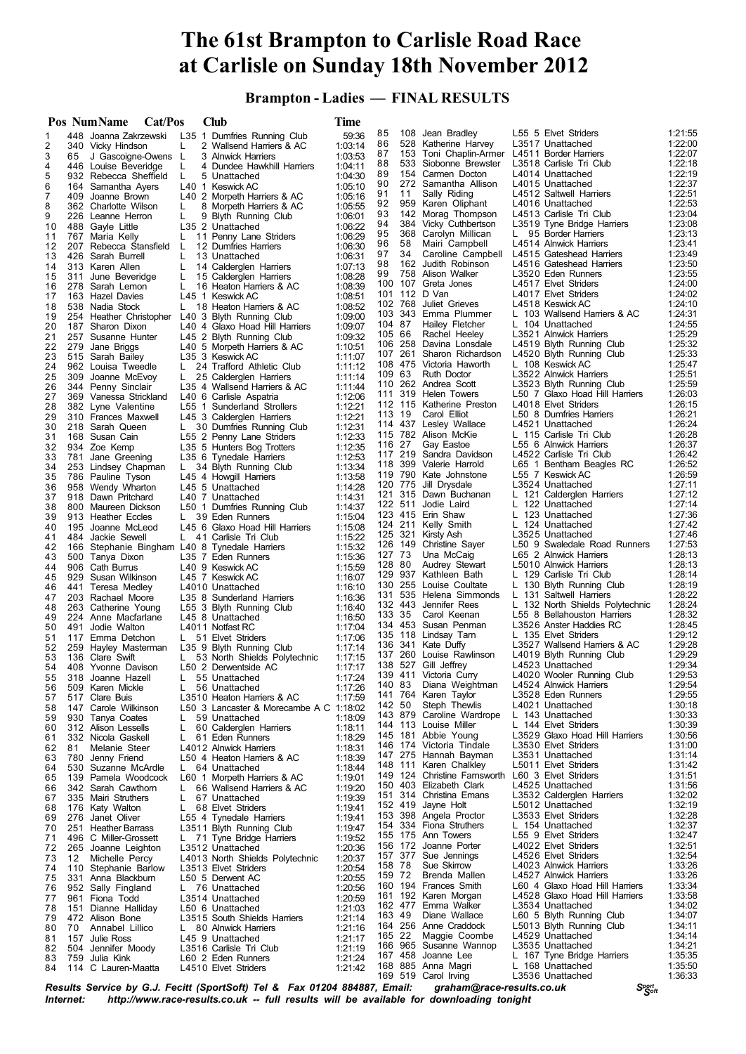# The 61st Brampton to Carlisle Road Race at Carlisle on Sunday 18th November 2012

## Brampton - Ladies — FINAL RESULTS

| Pos | Num | Name | Cat/Pos | Club | Time |
|---|---|---|---|---|---|
| 1 | 448 | Joanna Zakrzewski | L35 1 | Dumfries Running Club | 59:36 |
| 2 | 340 | Vicky Hindson | L 2 | Wallsend Harriers & AC | 1:03:14 |
| 3 | 65 | J Gascoigne-Owens | L 3 | Alnwick Harriers | 1:03:53 |
| 4 | 446 | Louise Beveridge | L 4 | Dundee Hawkhill Harriers | 1:04:11 |
| 5 | 932 | Rebecca Sheffield | L 5 | Unattached | 1:04:30 |
| 6 | 164 | Samantha Ayers | L40 1 | Keswick AC | 1:05:10 |
| 7 | 409 | Joanne Brown | L40 2 | Morpeth Harriers & AC | 1:05:16 |
| 8 | 362 | Charlotte Wilson | L 8 | Morpeth Harriers & AC | 1:05:55 |
| 9 | 226 | Leanne Herron | L 9 | Blyth Running Club | 1:06:01 |
| 10 | 488 | Gayle Little | L35 2 | Unattached | 1:06:22 |
| 11 | 767 | Maria Kelly | L 11 | Penny Lane Striders | 1:06:29 |
| 12 | 207 | Rebecca Stansfield | L 12 | Dumfries Harriers | 1:06:30 |
| 13 | 426 | Sarah Burrell | L 13 | Unattached | 1:06:31 |
| 14 | 313 | Karen Allen | L 14 | Calderglen Harriers | 1:07:13 |
| 15 | 311 | June Beveridge | L 15 | Calderglen Harriers | 1:08:28 |
| 16 | 278 | Sarah Lemon | L 16 | Heaton Harriers & AC | 1:08:39 |
| 17 | 163 | Hazel Davies | L45 1 | Keswick AC | 1:08:51 |
| 18 | 538 | Nadia Stock | L 18 | Heaton Harriers & AC | 1:08:52 |
| 19 | 254 | Heather Christopher | L40 3 | Blyth Running Club | 1:09:00 |
| 20 | 187 | Sharon Dixon | L40 4 | Glaxo Hoad Hill Harriers | 1:09:07 |
| 21 | 257 | Susanne Hunter | L45 2 | Blyth Running Club | 1:09:32 |
| 22 | 279 | Jane Briggs | L40 5 | Morpeth Harriers & AC | 1:10:51 |
| 23 | 515 | Sarah Bailey | L35 3 | Keswick AC | 1:11:07 |
| 24 | 962 | Louisa Tweedle | L 24 | Trafford Athletic Club | 1:11:12 |
| 25 | 309 | Joanne McEvoy | L 25 | Calderglen Harriers | 1:11:14 |
| 26 | 344 | Penny Sinclair | L35 4 | Wallsend Harriers & AC | 1:11:44 |
| 27 | 369 | Vanessa Strickland | L40 6 | Carlisle Aspatria | 1:12:06 |
| 28 | 382 | Lyne Valentine | L55 1 | Sunderland Strollers | 1:12:21 |
| 29 | 310 | Frances Maxwell | L45 3 | Calderglen Harriers | 1:12:21 |
| 30 | 218 | Sarah Queen | L 30 | Dumfries Running Club | 1:12:31 |
| 31 | 168 | Susan Cain | L55 2 | Penny Lane Striders | 1:12:33 |
| 32 | 934 | Zoe Kemp | L35 5 | Hunters Bog Trotters | 1:12:35 |
| 33 | 781 | Jane Greening | L35 6 | Tynedale Harriers | 1:12:53 |
| 34 | 253 | Lindsey Chapman | L 34 | Blyth Running Club | 1:13:34 |
| 35 | 786 | Pauline Tyson | L45 4 | Howgill Harriers | 1:13:58 |
| 36 | 958 | Wendy Wharton | L45 5 | Unattached | 1:14:28 |
| 37 | 918 | Dawn Pritchard | L40 7 | Unattached | 1:14:31 |
| 38 | 800 | Maureen Dickson | L50 1 | Dumfries Running Club | 1:14:37 |
| 39 | 913 | Heather Eccles | L 39 | Eden Runners | 1:15:04 |
| 40 | 195 | Joanne McLeod | L45 6 | Glaxo Hoad Hill Harriers | 1:15:08 |
| 41 | 484 | Jackie Sewell | L 41 | Carlisle Tri Club | 1:15:22 |
| 42 | 166 | Stephanie Bingham | L40 8 | Tynedale Harriers | 1:15:32 |
| 43 | 500 | Tanya Dixon | L35 7 | Eden Runners | 1:15:36 |
| 44 | 906 | Cath Burrus | L40 9 | Keswick AC | 1:15:59 |
| 45 | 929 | Susan Wilkinson | L45 7 | Keswick AC | 1:16:07 |
| 46 | 441 | Teresa Medley | L4010 | Unattached | 1:16:10 |
| 47 | 203 | Rachael Moore | L35 8 | Sunderland Harriers | 1:16:36 |
| 48 | 263 | Catherine Young | L55 3 | Blyth Running Club | 1:16:40 |
| 49 | 224 | Anne Macfarlane | L45 8 | Unattached | 1:16:50 |
| 50 | 491 | Jodie Walton | L4011 | Notfast RC | 1:17:04 |
| 51 | 117 | Emma Detchon | L 51 | Elvet Striders | 1:17:06 |
| 52 | 259 | Hayley Masterman | L35 9 | Blyth Running Club | 1:17:14 |
| 53 | 136 | Clare Swift | L 53 | North Shields Polytechnic | 1:17:15 |
| 54 | 408 | Yvonne Davison | L50 2 | Derwentside AC | 1:17:17 |
| 55 | 318 | Joanne Hazell | L 55 | Unattached | 1:17:24 |
| 56 | 509 | Karen Mickle | L 56 | Unattached | 1:17:26 |
| 57 | 517 | Clare Buis | L3510 | Heaton Harriers & AC | 1:17:59 |
| 58 | 147 | Carole Wilkinson | L50 3 | Lancaster & Morecambe A C | 1:18:02 |
| 59 | 930 | Tanya Coates | L 59 | Unattached | 1:18:09 |
| 60 | 312 | Alison Lessells | L 60 | Calderglen Harriers | 1:18:11 |
| 61 | 332 | Nicola Gaskell | L 61 | Eden Runners | 1:18:29 |
| 62 | 81 | Melanie Steer | L4012 | Alnwick Harriers | 1:18:31 |
| 63 | 780 | Jenny Friend | L50 4 | Heaton Harriers & AC | 1:18:39 |
| 64 | 530 | Suzanne McArdle | L 64 | Unattached | 1:18:44 |
| 65 | 139 | Pamela Woodcock | L60 1 | Morpeth Harriers & AC | 1:19:01 |
| 66 | 342 | Sarah Cawthorn | L 66 | Wallsend Harriers & AC | 1:19:20 |
| 67 | 335 | Mairi Struthers | L 67 | Unattached | 1:19:39 |
| 68 | 176 | Katy Walton | L 68 | Elvet Striders | 1:19:41 |
| 69 | 276 | Janet Oliver | L55 4 | Tynedale Harriers | 1:19:41 |
| 70 | 251 | Heather Barrass | L3511 | Blyth Running Club | 1:19:47 |
| 71 | 496 | C Miller-Grossett | L 71 | Tyne Bridge Harriers | 1:19:52 |
| 72 | 265 | Joanne Leighton | L3512 | Unattached | 1:20:36 |
| 73 | 12 | Michelle Percy | L4013 | North Shields Polytechnic | 1:20:37 |
| 74 | 110 | Stephanie Barlow | L3513 | Elvet Striders | 1:20:54 |
| 75 | 331 | Anna Blackburn | L50 5 | Derwent AC | 1:20:55 |
| 76 | 952 | Sally Fingland | L 76 | Unattached | 1:20:56 |
| 77 | 961 | Fiona Todd | L3514 | Unattached | 1:20:59 |
| 78 | 151 | Dianne Halliday | L50 6 | Unattached | 1:21:03 |
| 79 | 472 | Alison Bone | L3515 | South Shields Harriers | 1:21:14 |
| 80 | 70 | Annabel Lillico | L 80 | Alnwick Harriers | 1:21:16 |
| 81 | 157 | Julie Ross | L45 9 | Unattached | 1:21:17 |
| 82 | 504 | Jennifer Moody | L3516 | Carlisle Tri Club | 1:21:19 |
| 83 | 759 | Julia Kink | L60 2 | Eden Runners | 1:21:24 |
| 84 | 114 | C Lauren-Maatta | L4510 | Elvet Striders | 1:21:42 |
| 85 | 108 | Jean Bradley | L55 5 | Elvet Striders | 1:21:55 |
| 86 | 528 | Katherine Harvey | L3517 | Unattached | 1:22:00 |
| 87 | 153 | Toni Chaplin-Armer | L4511 | Border Harriers | 1:22:07 |
| 88 | 533 | Siobonne Brewster | L3518 | Carlisle Tri Club | 1:22:18 |
| 89 | 154 | Carmen Docton | L4014 | Unattached | 1:22:19 |
| 90 | 272 | Samantha Allison | L4015 | Unattached | 1:22:37 |
| 91 | 11 | Sally Riding | L4512 | Saltwell Harriers | 1:22:51 |
| 92 | 959 | Karen Oliphant | L4016 | Unattached | 1:22:53 |
| 93 | 142 | Morag Thompson | L4513 | Carlisle Tri Club | 1:23:04 |
| 94 | 384 | Vicky Cuthbertson | L3519 | Tyne Bridge Harriers | 1:23:08 |
| 95 | 368 | Carolyn Millican | L 95 | Border Harriers | 1:23:13 |
| 96 | 58 | Mairi Campbell | L4514 | Alnwick Harriers | 1:23:41 |
| 97 | 34 | Caroline Campbell | L4515 | Gateshead Harriers | 1:23:49 |
| 98 | 162 | Judith Robinson | L4516 | Gateshead Harriers | 1:23:50 |
| 99 | 758 | Alison Walker | L3520 | Eden Runners | 1:23:55 |
| 100 | 107 | Greta Jones | L4517 | Elvet Striders | 1:24:00 |
| 101 | 112 | D Van | L4017 | Elvet Striders | 1:24:02 |
| 102 | 768 | Juliet Grieves | L4518 | Keswick AC | 1:24:10 |
| 103 | 343 | Emma Plummer | L 103 | Wallsend Harriers & AC | 1:24:31 |
| 104 | 87 | Hailey Fletcher | L 104 | Unattached | 1:24:55 |
| 105 | 66 | Rachel Heeley | L3521 | Alnwick Harriers | 1:25:29 |
| 106 | 258 | Davina Lonsdale | L4519 | Blyth Running Club | 1:25:32 |
| 107 | 261 | Sharon Richardson | L4520 | Blyth Running Club | 1:25:33 |
| 108 | 475 | Victoria Haworth | L 108 | Keswick AC | 1:25:47 |
| 109 | 63 | Ruth Doctor | L3522 | Alnwick Harriers | 1:25:51 |
| 110 | 262 | Andrea Scott | L3523 | Blyth Running Club | 1:25:59 |
| 111 | 319 | Helen Towers | L50 7 | Glaxo Hoad Hill Harriers | 1:26:03 |
| 112 | 115 | Katherine Preston | L4018 | Elvet Striders | 1:26:15 |
| 113 | 19 | Carol Elliot | L50 8 | Dumfries Harriers | 1:26:21 |
| 114 | 437 | Lesley Wallace | L4521 | Unattached | 1:26:24 |
| 115 | 782 | Alison McKie | L 115 | Carlisle Tri Club | 1:26:28 |
| 116 | 27 | Gay Eastoe | L55 6 | Alnwick Harriers | 1:26:37 |
| 117 | 219 | Sandra Davidson | L4522 | Carlisle Tri Club | 1:26:42 |
| 118 | 399 | Valerie Harrold | L65 1 | Bentham Beagles RC | 1:26:52 |
| 119 | 790 | Kate Johnstone | L55 7 | Keswick AC | 1:26:59 |
| 120 | 775 | Jill Drysdale | L3524 | Unattached | 1:27:11 |
| 121 | 315 | Dawn Buchanan | L 121 | Calderglen Harriers | 1:27:12 |
| 122 | 511 | Jodie Laird | L 122 | Unattached | 1:27:14 |
| 123 | 415 | Erin Shaw | L 123 | Unattached | 1:27:36 |
| 124 | 211 | Kelly Smith | L 124 | Unattached | 1:27:42 |
| 125 | 321 | Kirsty Ash | L3525 | Unattached | 1:27:46 |
| 126 | 149 | Christine Sayer | L50 9 | Swaledale Road Runners | 1:27:53 |
| 127 | 73 | Una McCaig | L65 2 | Alnwick Harriers | 1:28:13 |
| 128 | 80 | Audrey Stewart | L5010 | Alnwick Harriers | 1:28:13 |
| 129 | 937 | Kathleen Bath | L 129 | Carlisle Tri Club | 1:28:14 |
| 130 | 255 | Louise Coultate | L 130 | Blyth Running Club | 1:28:19 |
| 131 | 535 | Helena Simmonds | L 131 | Saltwell Harriers | 1:28:22 |
| 132 | 443 | Jennifer Rees | L 132 | North Shields Polytechnic | 1:28:24 |
| 133 | 35 | Carol Keenan | L55 8 | Bellahouston Harriers | 1:28:32 |
| 134 | 453 | Susan Penman | L3526 | Anster Haddies RC | 1:28:45 |
| 135 | 118 | Lindsay Tarn | L 135 | Elvet Striders | 1:29:12 |
| 136 | 341 | Kate Duffy | L3527 | Wallsend Harriers & AC | 1:29:28 |
| 137 | 260 | Louise Rawlinson | L4019 | Blyth Running Club | 1:29:29 |
| 138 | 527 | Gill Jeffrey | L4523 | Unattached | 1:29:34 |
| 139 | 411 | Victoria Curry | L4020 | Wooler Running Club | 1:29:53 |
| 140 | 83 | Diana Weightman | L4524 | Alnwick Harriers | 1:29:54 |
| 141 | 764 | Karen Taylor | L3528 | Eden Runners | 1:29:55 |
| 142 | 50 | Steph Thewlis | L4021 | Unattached | 1:30:18 |
| 143 | 879 | Caroline Wardrope | L 143 | Unattached | 1:30:33 |
| 144 | 113 | Louise Miller | L 144 | Elvet Striders | 1:30:39 |
| 145 | 181 | Abbie Young | L3529 | Glaxo Hoad Hill Harriers | 1:30:56 |
| 146 | 174 | Victoria Tindale | L3530 | Elvet Striders | 1:31:00 |
| 147 | 275 | Hannah Bayman | L3531 | Unattached | 1:31:14 |
| 148 | 111 | Karen Chalkley | L5011 | Elvet Striders | 1:31:42 |
| 149 | 124 | Christine Farnsworth | L60 3 | Elvet Striders | 1:31:51 |
| 150 | 403 | Elizabeth Clark | L4525 | Unattached | 1:31:56 |
| 151 | 314 | Christina Emans | L3532 | Calderglen Harriers | 1:32:02 |
| 152 | 419 | Jayne Holt | L5012 | Unattached | 1:32:19 |
| 153 | 398 | Angela Proctor | L3533 | Elvet Striders | 1:32:28 |
| 154 | 334 | Fiona Struthers | L 154 | Unattached | 1:32:37 |
| 155 | 175 | Ann Towers | L55 9 | Elvet Striders | 1:32:47 |
| 156 | 172 | Joanne Porter | L4022 | Elvet Striders | 1:32:51 |
| 157 | 377 | Sue Jennings | L4526 | Elvet Striders | 1:32:54 |
| 158 | 78 | Sue Skirrow | L4023 | Alnwick Harriers | 1:33:26 |
| 159 | 72 | Brenda Mallen | L4527 | Alnwick Harriers | 1:33:26 |
| 160 | 194 | Frances Smith | L60 4 | Glaxo Hoad Hill Harriers | 1:33:34 |
| 161 | 192 | Karen Morgan | L4528 | Glaxo Hoad Hill Harriers | 1:33:58 |
| 162 | 477 | Emma Walker | L3534 | Unattached | 1:34:02 |
| 163 | 49 | Diane Wallace | L60 5 | Blyth Running Club | 1:34:07 |
| 164 | 256 | Anne Craddock | L5013 | Blyth Running Club | 1:34:11 |
| 165 | 22 | Maggie Coombe | L4529 | Unattached | 1:34:14 |
| 166 | 965 | Susanne Wannop | L3535 | Unattached | 1:34:21 |
| 167 | 458 | Joanne Lee | L 167 | Tyne Bridge Harriers | 1:35:35 |
| 168 | 885 | Anna Magri | L 168 | Unattached | 1:35:50 |
| 169 | 519 | Carol Irving | L3536 | Unattached | 1:36:33 |

*Results Service by G.J. Fecitt (SportSoft) Tel & Fax 01204 884887, Email: graham@race-results.co.uk*
*Internet: http://www.race-results.co.uk -- full results will be available for downloading tonight*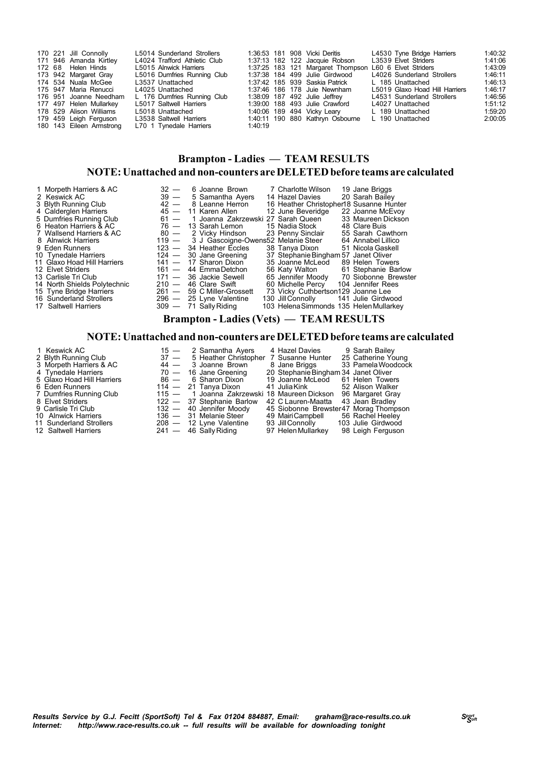| | | | | | | | | | | |
|---|---|---|---|---|---|---|---|---|---|---|
| 170 | 221 | Jill Connolly | L5014 Sunderland Strollers | 1:36:53 | 181 | 908 | Vicki Deritis | L4530 Tyne Bridge Harriers | 1:40:32 |
| 171 | 946 | Amanda Kirtley | L4024 Trafford Athletic Club | 1:37:13 | 182 | 122 | Jacquie Robson | L3539 Elvet Striders | 1:41:06 |
| 172 | 68 | Helen Hinds | L5015 Alnwick Harriers | 1:37:25 | 183 | 121 | Margaret Thompson | L60 6 Elvet Striders | 1:43:09 |
| 173 | 942 | Margaret Gray | L5016 Dumfries Running Club | 1:37:38 | 184 | 499 | Julie Girdwood | L4026 Sunderland Strollers | 1:46:11 |
| 174 | 534 | Nuala McGee | L3537 Unattached | 1:37:42 | 185 | 939 | Saskia Patrick | L 185 Unattached | 1:46:13 |
| 175 | 947 | Maria Renucci | L4025 Unattached | 1:37:46 | 186 | 178 | Juie Newnham | L5019 Glaxo Hoad Hill Harriers | 1:46:17 |
| 176 | 951 | Joanne Needham | L 176 Dumfries Running Club | 1:38:09 | 187 | 492 | Julie Jeffrey | L4531 Sunderland Strollers | 1:46:56 |
| 177 | 497 | Helen Mullarkey | L5017 Saltwell Harriers | 1:39:00 | 188 | 493 | Julie Crawford | L4027 Unattached | 1:51:12 |
| 178 | 529 | Alison Williams | L5018 Unattached | 1:40:06 | 189 | 494 | Vicky Leary | L 189 Unattached | 1:59:20 |
| 179 | 459 | Leigh Ferguson | L3538 Saltwell Harriers | 1:40:11 | 190 | 880 | Kathryn Osbourne | L 190 Unattached | 2:00:05 |
| 180 | 143 | Eileen Armstrong | L70 1 Tynedale Harriers | 1:40:19 | | | | | |

## Brampton - Ladies — TEAM RESULTS

## NOTE: Unattached and non-counters are DELETED before teams are calculated

| | | | | | |
|---|---|---|---|---|---|
| 1 | Morpeth Harriers & AC | 32 — | 6 Joanne Brown | 7 Charlotte Wilson | 19 Jane Briggs |
| 2 | Keswick AC | 39 — | 5 Samantha Ayers | 14 Hazel Davies | 20 Sarah Bailey |
| 3 | Blyth Running Club | 42 — | 8 Leanne Herron | 16 Heather Christopher | 18 Susanne Hunter |
| 4 | Caldergien Harriers | 45 — | 11 Karen Allen | 12 June Beveridge | 22 Joanne McEvoy |
| 5 | Dumfries Running Club | 61 — | 1 Joanna Zakrzewski | 27 Sarah Queen | 33 Maureen Dickson |
| 6 | Heaton Harriers & AC | 76 — | 13 Sarah Lemon | 15 Nadia Stock | 48 Clare Buis |
| 7 | Wallsend Harriers & AC | 80 — | 2 Vicky Hindson | 23 Penny Sinclair | 55 Sarah Cawthorn |
| 8 | Alnwick Harriers | 119 — | 3 J Gascoigne-Owens | 52 Melanie Steer | 64 Annabel Lillico |
| 9 | Eden Runners | 123 — | 34 Heather Eccles | 38 Tanya Dixon | 51 Nicola Gaskell |
| 10 | Tynedale Harriers | 124 — | 30 Jane Greening | 37 Stephanie Bingham | 57 Janet Oliver |
| 11 | Glaxo Hoad Hill Harriers | 141 — | 17 Sharon Dixon | 35 Joanne McLeod | 89 Helen Towers |
| 12 | Elvet Striders | 161 — | 44 Emma Detchon | 56 Katy Walton | 61 Stephanie Barlow |
| 13 | Carlisle Tri Club | 171 — | 36 Jackie Sewell | 65 Jennifer Moody | 70 Siobonne Brewster |
| 14 | North Shields Polytechnic | 210 — | 46 Clare Swift | 60 Michelle Percy | 104 Jennifer Rees |
| 15 | Tyne Bridge Harriers | 261 — | 59 C Miller-Grossett | 73 Vicky Cuthbertson | 129 Joanne Lee |
| 16 | Sunderland Strollers | 296 — | 25 Lyne Valentine | 130 Jill Connolly | 141 Julie Girdwood |
| 17 | Saltwell Harriers | 309 — | 71 Sally Riding | 103 Helena Simmonds | 135 Helen Mullarkey |

## Brampton - Ladies (Vets) — TEAM RESULTS

## NOTE: Unattached and non-counters are DELETED before teams are calculated

| | | | | | |
|---|---|---|---|---|---|
| 1 | Keswick AC | 15 — | 2 Samantha Ayers | 4 Hazel Davies | 9 Sarah Bailey |
| 2 | Blyth Running Club | 37 — | 5 Heather Christopher | 7 Susanne Hunter | 25 Catherine Young |
| 3 | Morpeth Harriers & AC | 44 — | 3 Joanne Brown | 8 Jane Briggs | 33 Pamela Woodcock |
| 4 | Tynedale Harriers | 70 — | 16 Jane Greening | 20 Stephanie Bingham | 34 Janet Oliver |
| 5 | Glaxo Hoad Hill Harriers | 86 — | 6 Sharon Dixon | 19 Joanne McLeod | 61 Helen Towers |
| 6 | Eden Runners | 114 — | 21 Tanya Dixon | 41 Julia Kink | 52 Alison Walker |
| 7 | Dumfries Running Club | 115 — | 1 Joanna Zakrzewski | 18 Maureen Dickson | 96 Margaret Gray |
| 8 | Elvet Striders | 122 — | 37 Stephanie Barlow | 42 C Lauren-Maatta | 43 Jean Bradley |
| 9 | Carlisle Tri Club | 132 — | 40 Jennifer Moody | 45 Siobonne Brewster | 47 Morag Thompson |
| 10 | Alnwick Harriers | 136 — | 31 Melanie Steer | 49 Mairi Campbell | 56 Rachel Heeley |
| 11 | Sunderland Strollers | 208 — | 12 Lyne Valentine | 93 Jill Connolly | 103 Julie Girdwood |
| 12 | Saltwell Harriers | 241 — | 46 Sally Riding | 97 Helen Mullarkey | 98 Leigh Ferguson |